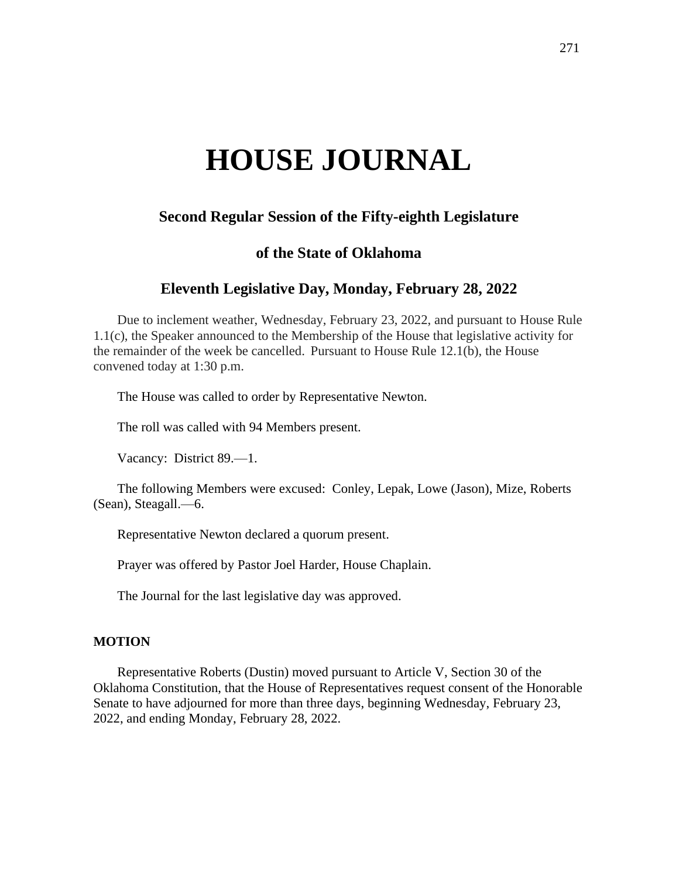# HOUSE JOURNAL

## Second Regular Session of the Fifty-eighth Legislature

## of the State of Oklahoma

## Eleventh Legislative Day, Monday, February 28, 2022

Due to inclement weather, Wednesday, February 23, 2022, and pursuant to House Rule 1.1(c), the Speaker announced to the Membership of the House that legislative activity for the remainder of the week be cancelled. Pursuant to House Rule 12.1(b), the House convened today at 1:30 p.m.

The House was called to order by Representative Newton.

The roll was called with 94 Members present.

Vacancy: District 89.—1.

The following Members were excused: Conley, Lepak, Lowe (Jason), Mize, Roberts (Sean), Steagall.—6.

Representative Newton declared a quorum present.

Prayer was offered by Pastor Joel Harder, House Chaplain.

The Journal for the last legislative day was approved.

**MOTION**

Representative Roberts (Dustin) moved pursuant to Article V, Section 30 of the Oklahoma Constitution, that the House of Representatives request consent of the Honorable Senate to have adjourned for more than three days, beginning Wednesday, February 23, 2022, and ending Monday, February 28, 2022.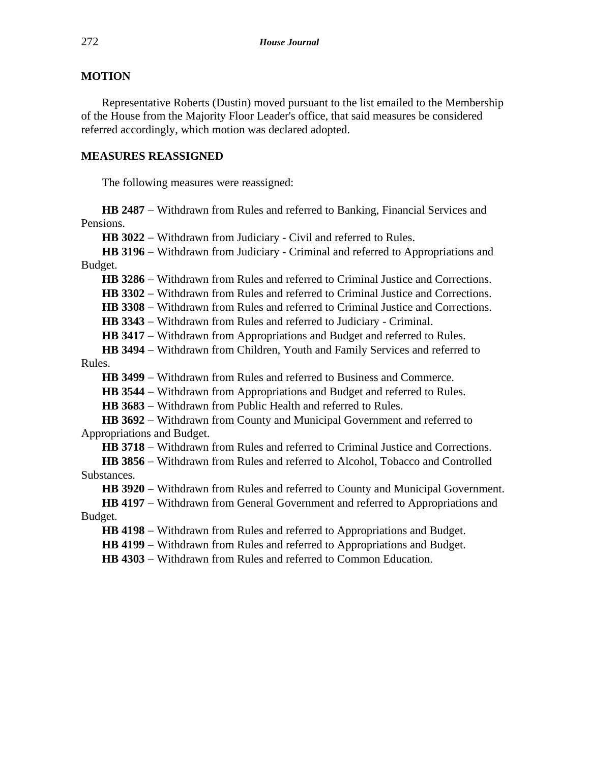**MOTION**

Representative Roberts (Dustin) moved pursuant to the list emailed to the Membership of the House from the Majority Floor Leader's office, that said measures be considered referred accordingly, which motion was declared adopted.

**MEASURES REASSIGNED**

The following measures were reassigned:

**HB 2487** – Withdrawn from Rules and referred to Banking, Financial Services and Pensions.

**HB 3022** – Withdrawn from Judiciary - Civil and referred to Rules.

**HB 3196** – Withdrawn from Judiciary - Criminal and referred to Appropriations and Budget.

**HB 3286** – Withdrawn from Rules and referred to Criminal Justice and Corrections.

**HB 3302** – Withdrawn from Rules and referred to Criminal Justice and Corrections.

**HB 3308** – Withdrawn from Rules and referred to Criminal Justice and Corrections.

**HB 3343** – Withdrawn from Rules and referred to Judiciary - Criminal.

**HB 3417** – Withdrawn from Appropriations and Budget and referred to Rules.

**HB 3494** – Withdrawn from Children, Youth and Family Services and referred to Rules.

**HB 3499** – Withdrawn from Rules and referred to Business and Commerce.

**HB 3544** – Withdrawn from Appropriations and Budget and referred to Rules.

**HB 3683** – Withdrawn from Public Health and referred to Rules.

**HB 3692** – Withdrawn from County and Municipal Government and referred to Appropriations and Budget.

**HB 3718** – Withdrawn from Rules and referred to Criminal Justice and Corrections.

**HB 3856** – Withdrawn from Rules and referred to Alcohol, Tobacco and Controlled Substances.

**HB 3920** – Withdrawn from Rules and referred to County and Municipal Government.

**HB 4197** – Withdrawn from General Government and referred to Appropriations and Budget.

**HB 4198** – Withdrawn from Rules and referred to Appropriations and Budget.

**HB 4199** – Withdrawn from Rules and referred to Appropriations and Budget.

**HB 4303** – Withdrawn from Rules and referred to Common Education.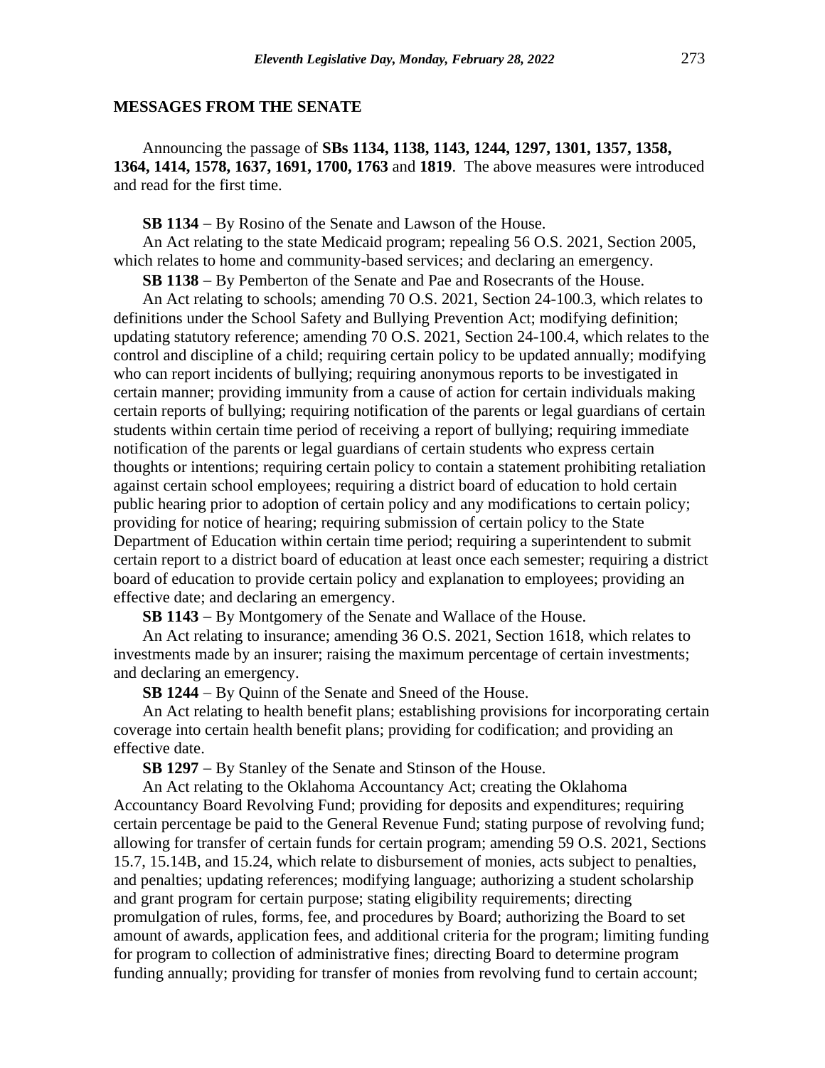## MESSAGES FROM THE SENATE

Announcing the passage of **SBs 1134, 1138, 1143, 1244, 1297, 1301, 1357, 1358, 1364, 1414, 1578, 1637, 1691, 1700, 1763** and **1819**. The above measures were introduced and read for the first time.

**SB 1134** − By Rosino of the Senate and Lawson of the House.

An Act relating to the state Medicaid program; repealing 56 O.S. 2021, Section 2005, which relates to home and community-based services; and declaring an emergency.

**SB 1138** − By Pemberton of the Senate and Pae and Rosecrants of the House.

An Act relating to schools; amending 70 O.S. 2021, Section 24-100.3, which relates to definitions under the School Safety and Bullying Prevention Act; modifying definition; updating statutory reference; amending 70 O.S. 2021, Section 24-100.4, which relates to the control and discipline of a child; requiring certain policy to be updated annually; modifying who can report incidents of bullying; requiring anonymous reports to be investigated in certain manner; providing immunity from a cause of action for certain individuals making certain reports of bullying; requiring notification of the parents or legal guardians of certain students within certain time period of receiving a report of bullying; requiring immediate notification of the parents or legal guardians of certain students who express certain thoughts or intentions; requiring certain policy to contain a statement prohibiting retaliation against certain school employees; requiring a district board of education to hold certain public hearing prior to adoption of certain policy and any modifications to certain policy; providing for notice of hearing; requiring submission of certain policy to the State Department of Education within certain time period; requiring a superintendent to submit certain report to a district board of education at least once each semester; requiring a district board of education to provide certain policy and explanation to employees; providing an effective date; and declaring an emergency.

**SB 1143** − By Montgomery of the Senate and Wallace of the House.

An Act relating to insurance; amending 36 O.S. 2021, Section 1618, which relates to investments made by an insurer; raising the maximum percentage of certain investments; and declaring an emergency.

**SB 1244** − By Quinn of the Senate and Sneed of the House.

An Act relating to health benefit plans; establishing provisions for incorporating certain coverage into certain health benefit plans; providing for codification; and providing an effective date.

**SB 1297** − By Stanley of the Senate and Stinson of the House.

An Act relating to the Oklahoma Accountancy Act; creating the Oklahoma Accountancy Board Revolving Fund; providing for deposits and expenditures; requiring certain percentage be paid to the General Revenue Fund; stating purpose of revolving fund; allowing for transfer of certain funds for certain program; amending 59 O.S. 2021, Sections 15.7, 15.14B, and 15.24, which relate to disbursement of monies, acts subject to penalties, and penalties; updating references; modifying language; authorizing a student scholarship and grant program for certain purpose; stating eligibility requirements; directing promulgation of rules, forms, fee, and procedures by Board; authorizing the Board to set amount of awards, application fees, and additional criteria for the program; limiting funding for program to collection of administrative fines; directing Board to determine program funding annually; providing for transfer of monies from revolving fund to certain account;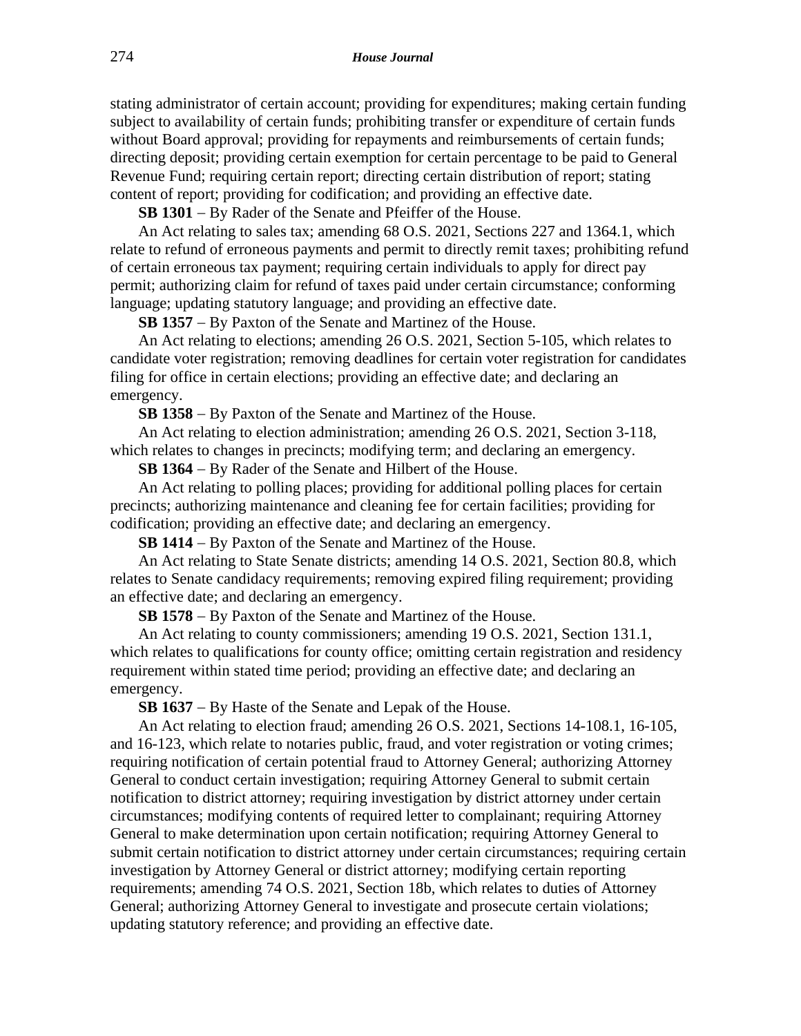stating administrator of certain account; providing for expenditures; making certain funding subject to availability of certain funds; prohibiting transfer or expenditure of certain funds without Board approval; providing for repayments and reimbursements of certain funds; directing deposit; providing certain exemption for certain percentage to be paid to General Revenue Fund; requiring certain report; directing certain distribution of report; stating content of report; providing for codification; and providing an effective date.

**SB 1301** – By Rader of the Senate and Pfeiffer of the House.

An Act relating to sales tax; amending 68 O.S. 2021, Sections 227 and 1364.1, which relate to refund of erroneous payments and permit to directly remit taxes; prohibiting refund of certain erroneous tax payment; requiring certain individuals to apply for direct pay permit; authorizing claim for refund of taxes paid under certain circumstance; conforming language; updating statutory language; and providing an effective date.

**SB 1357** – By Paxton of the Senate and Martinez of the House.

An Act relating to elections; amending 26 O.S. 2021, Section 5-105, which relates to candidate voter registration; removing deadlines for certain voter registration for candidates filing for office in certain elections; providing an effective date; and declaring an emergency.

**SB 1358** – By Paxton of the Senate and Martinez of the House.

An Act relating to election administration; amending 26 O.S. 2021, Section 3-118, which relates to changes in precincts; modifying term; and declaring an emergency.

**SB 1364** – By Rader of the Senate and Hilbert of the House.

An Act relating to polling places; providing for additional polling places for certain precincts; authorizing maintenance and cleaning fee for certain facilities; providing for codification; providing an effective date; and declaring an emergency.

**SB 1414** – By Paxton of the Senate and Martinez of the House.

An Act relating to State Senate districts; amending 14 O.S. 2021, Section 80.8, which relates to Senate candidacy requirements; removing expired filing requirement; providing an effective date; and declaring an emergency.

**SB 1578** – By Paxton of the Senate and Martinez of the House.

An Act relating to county commissioners; amending 19 O.S. 2021, Section 131.1, which relates to qualifications for county office; omitting certain registration and residency requirement within stated time period; providing an effective date; and declaring an emergency.

**SB 1637** – By Haste of the Senate and Lepak of the House.

An Act relating to election fraud; amending 26 O.S. 2021, Sections 14-108.1, 16-105, and 16-123, which relate to notaries public, fraud, and voter registration or voting crimes; requiring notification of certain potential fraud to Attorney General; authorizing Attorney General to conduct certain investigation; requiring Attorney General to submit certain notification to district attorney; requiring investigation by district attorney under certain circumstances; modifying contents of required letter to complainant; requiring Attorney General to make determination upon certain notification; requiring Attorney General to submit certain notification to district attorney under certain circumstances; requiring certain investigation by Attorney General or district attorney; modifying certain reporting requirements; amending 74 O.S. 2021, Section 18b, which relates to duties of Attorney General; authorizing Attorney General to investigate and prosecute certain violations; updating statutory reference; and providing an effective date.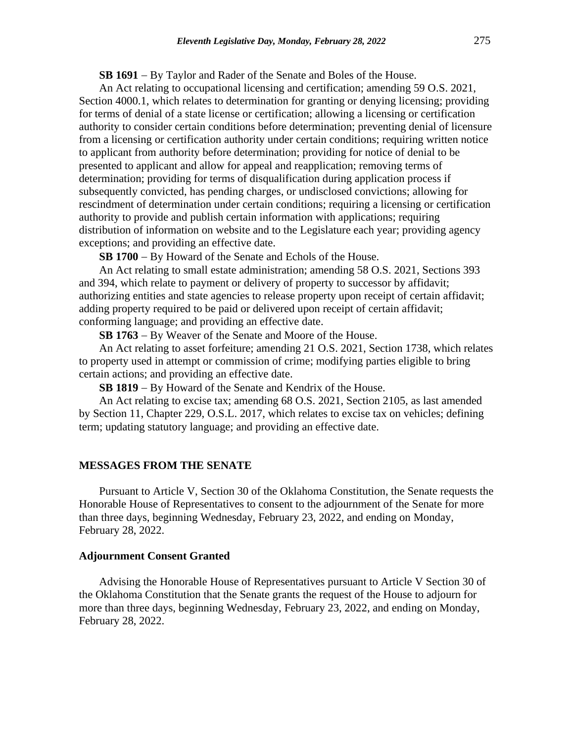**SB 1691** – By Taylor and Rader of the Senate and Boles of the House.

An Act relating to occupational licensing and certification; amending 59 O.S. 2021, Section 4000.1, which relates to determination for granting or denying licensing; providing for terms of denial of a state license or certification; allowing a licensing or certification authority to consider certain conditions before determination; preventing denial of licensure from a licensing or certification authority under certain conditions; requiring written notice to applicant from authority before determination; providing for notice of denial to be presented to applicant and allow for appeal and reapplication; removing terms of determination; providing for terms of disqualification during application process if subsequently convicted, has pending charges, or undisclosed convictions; allowing for rescindment of determination under certain conditions; requiring a licensing or certification authority to provide and publish certain information with applications; requiring distribution of information on website and to the Legislature each year; providing agency exceptions; and providing an effective date.

**SB 1700** – By Howard of the Senate and Echols of the House.

An Act relating to small estate administration; amending 58 O.S. 2021, Sections 393 and 394, which relate to payment or delivery of property to successor by affidavit; authorizing entities and state agencies to release property upon receipt of certain affidavit; adding property required to be paid or delivered upon receipt of certain affidavit; conforming language; and providing an effective date.

**SB 1763** – By Weaver of the Senate and Moore of the House.

An Act relating to asset forfeiture; amending 21 O.S. 2021, Section 1738, which relates to property used in attempt or commission of crime; modifying parties eligible to bring certain actions; and providing an effective date.

**SB 1819** – By Howard of the Senate and Kendrix of the House.

An Act relating to excise tax; amending 68 O.S. 2021, Section 2105, as last amended by Section 11, Chapter 229, O.S.L. 2017, which relates to excise tax on vehicles; defining term; updating statutory language; and providing an effective date.

## MESSAGES FROM THE SENATE

Pursuant to Article V, Section 30 of the Oklahoma Constitution, the Senate requests the Honorable House of Representatives to consent to the adjournment of the Senate for more than three days, beginning Wednesday, February 23, 2022, and ending on Monday, February 28, 2022.

### Adjournment Consent Granted

Advising the Honorable House of Representatives pursuant to Article V Section 30 of the Oklahoma Constitution that the Senate grants the request of the House to adjourn for more than three days, beginning Wednesday, February 23, 2022, and ending on Monday, February 28, 2022.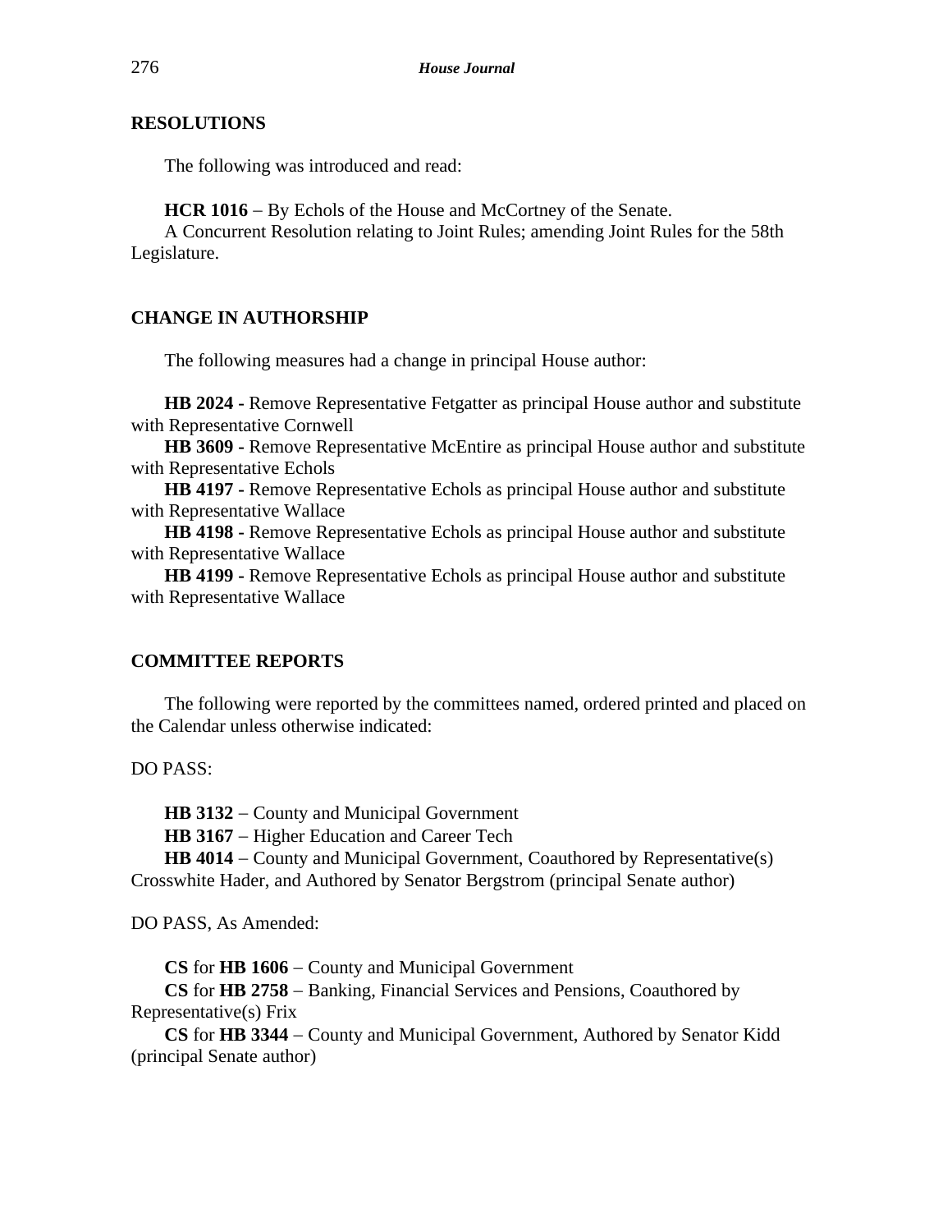## RESOLUTIONS

The following was introduced and read:

**HCR 1016** − By Echols of the House and McCortney of the Senate.
A Concurrent Resolution relating to Joint Rules; amending Joint Rules for the 58th Legislature.

## CHANGE IN AUTHORSHIP

The following measures had a change in principal House author:

**HB 2024 -** Remove Representative Fetgatter as principal House author and substitute with Representative Cornwell
**HB 3609 -** Remove Representative McEntire as principal House author and substitute with Representative Echols
**HB 4197 -** Remove Representative Echols as principal House author and substitute with Representative Wallace
**HB 4198 -** Remove Representative Echols as principal House author and substitute with Representative Wallace
**HB 4199 -** Remove Representative Echols as principal House author and substitute with Representative Wallace

## COMMITTEE REPORTS

The following were reported by the committees named, ordered printed and placed on the Calendar unless otherwise indicated:

DO PASS:

**HB 3132** − County and Municipal Government
**HB 3167** − Higher Education and Career Tech
**HB 4014** − County and Municipal Government, Coauthored by Representative(s) Crosswhite Hader, and Authored by Senator Bergstrom (principal Senate author)

DO PASS, As Amended:

**CS** for **HB 1606** − County and Municipal Government
**CS** for **HB 2758** − Banking, Financial Services and Pensions, Coauthored by Representative(s) Frix
**CS** for **HB 3344** − County and Municipal Government, Authored by Senator Kidd (principal Senate author)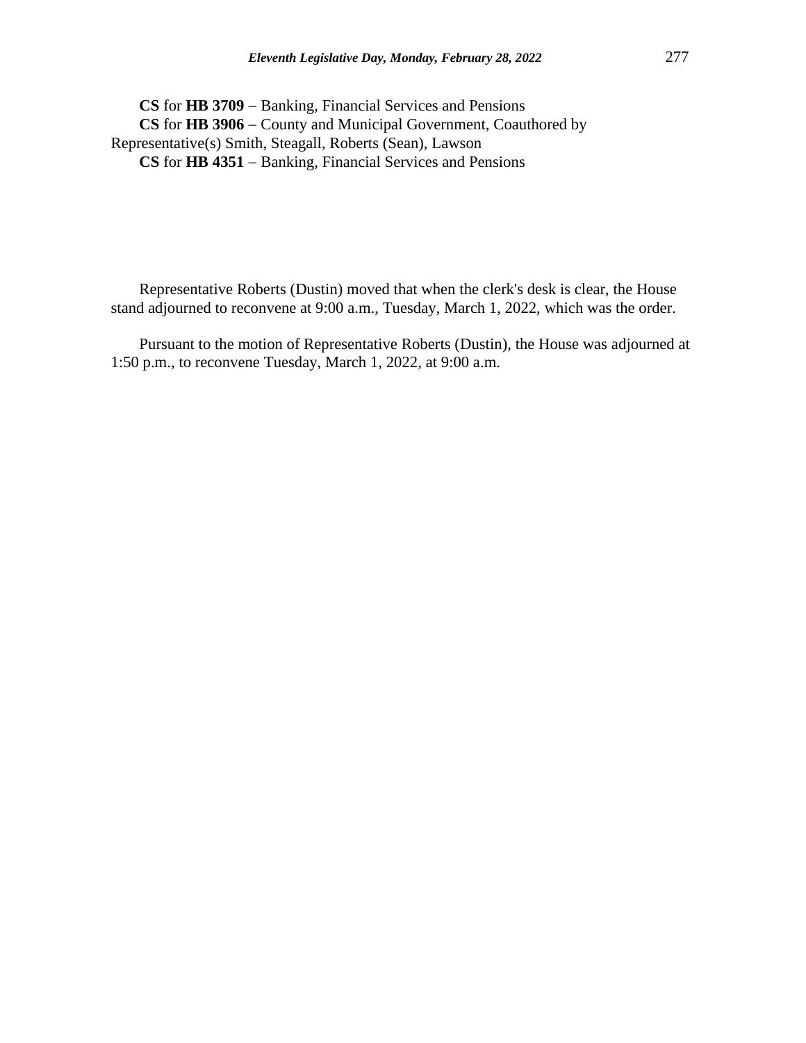**CS** for **HB 3709** – Banking, Financial Services and Pensions

**CS** for **HB 3906** – County and Municipal Government, Coauthored by Representative(s) Smith, Steagall, Roberts (Sean), Lawson

**CS** for **HB 4351** – Banking, Financial Services and Pensions

Representative Roberts (Dustin) moved that when the clerk's desk is clear, the House stand adjourned to reconvene at 9:00 a.m., Tuesday, March 1, 2022, which was the order.

Pursuant to the motion of Representative Roberts (Dustin), the House was adjourned at 1:50 p.m., to reconvene Tuesday, March 1, 2022, at 9:00 a.m.